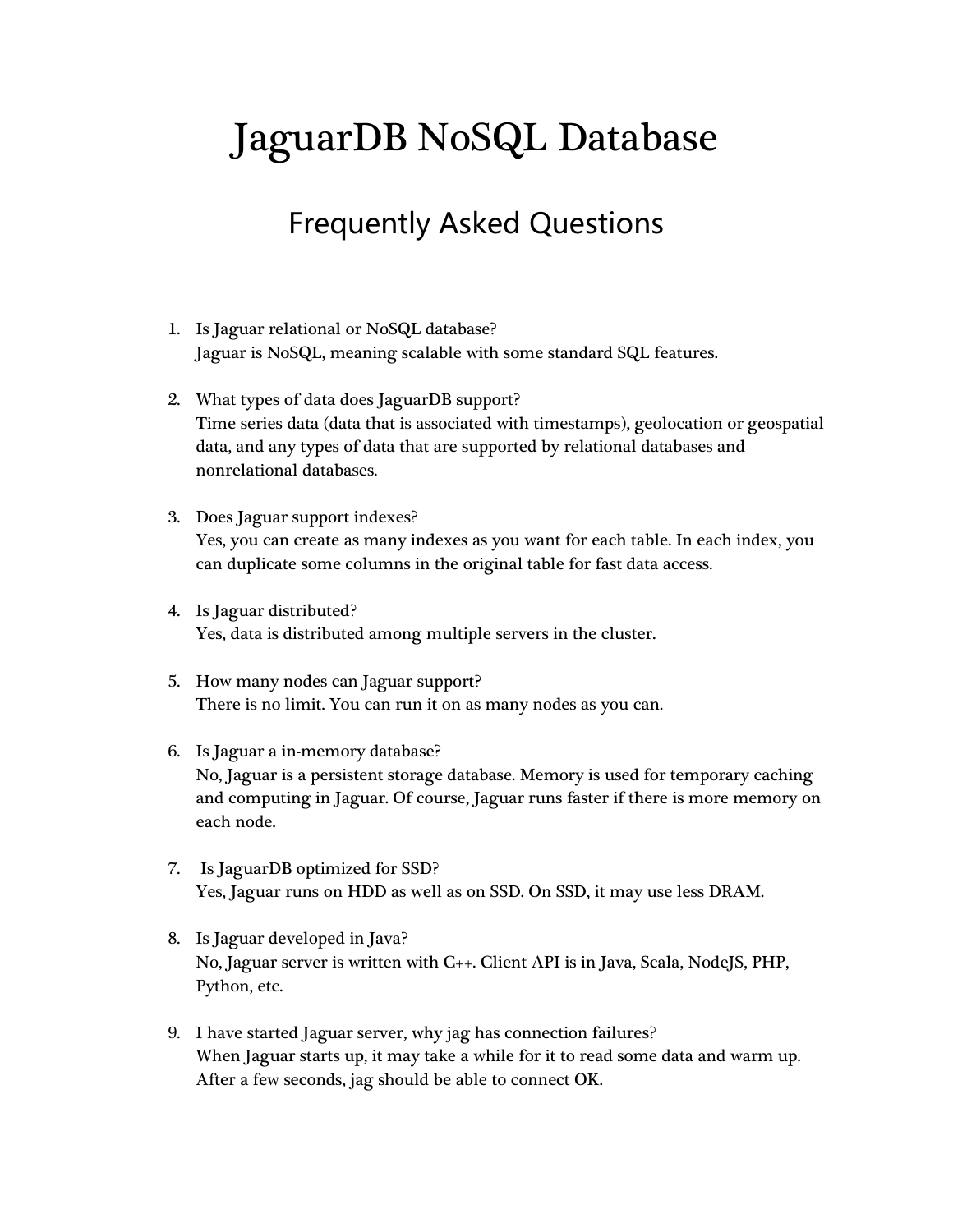# JaguarDB NoSQL Database

## Frequently Asked Questions

1. Is Jaguar relational or NoSQL database?
   Jaguar is NoSQL, meaning scalable with some standard SQL features.

2. What types of data does JaguarDB support?
   Time series data (data that is associated with timestamps), geolocation or geospatial data, and any types of data that are supported by relational databases and nonrelational databases.

3. Does Jaguar support indexes?
   Yes, you can create as many indexes as you want for each table. In each index, you can duplicate some columns in the original table for fast data access.

4. Is Jaguar distributed?
   Yes, data is distributed among multiple servers in the cluster.

5. How many nodes can Jaguar support?
   There is no limit. You can run it on as many nodes as you can.

6. Is Jaguar a in-memory database?
   No, Jaguar is a persistent storage database. Memory is used for temporary caching and computing in Jaguar. Of course, Jaguar runs faster if there is more memory on each node.

7. Is JaguarDB optimized for SSD?
   Yes, Jaguar runs on HDD as well as on SSD. On SSD, it may use less DRAM.

8. Is Jaguar developed in Java?
   No, Jaguar server is written with C++. Client API is in Java, Scala, NodeJS, PHP, Python, etc.

9. I have started Jaguar server, why jag has connection failures?
   When Jaguar starts up, it may take a while for it to read some data and warm up. After a few seconds, jag should be able to connect OK.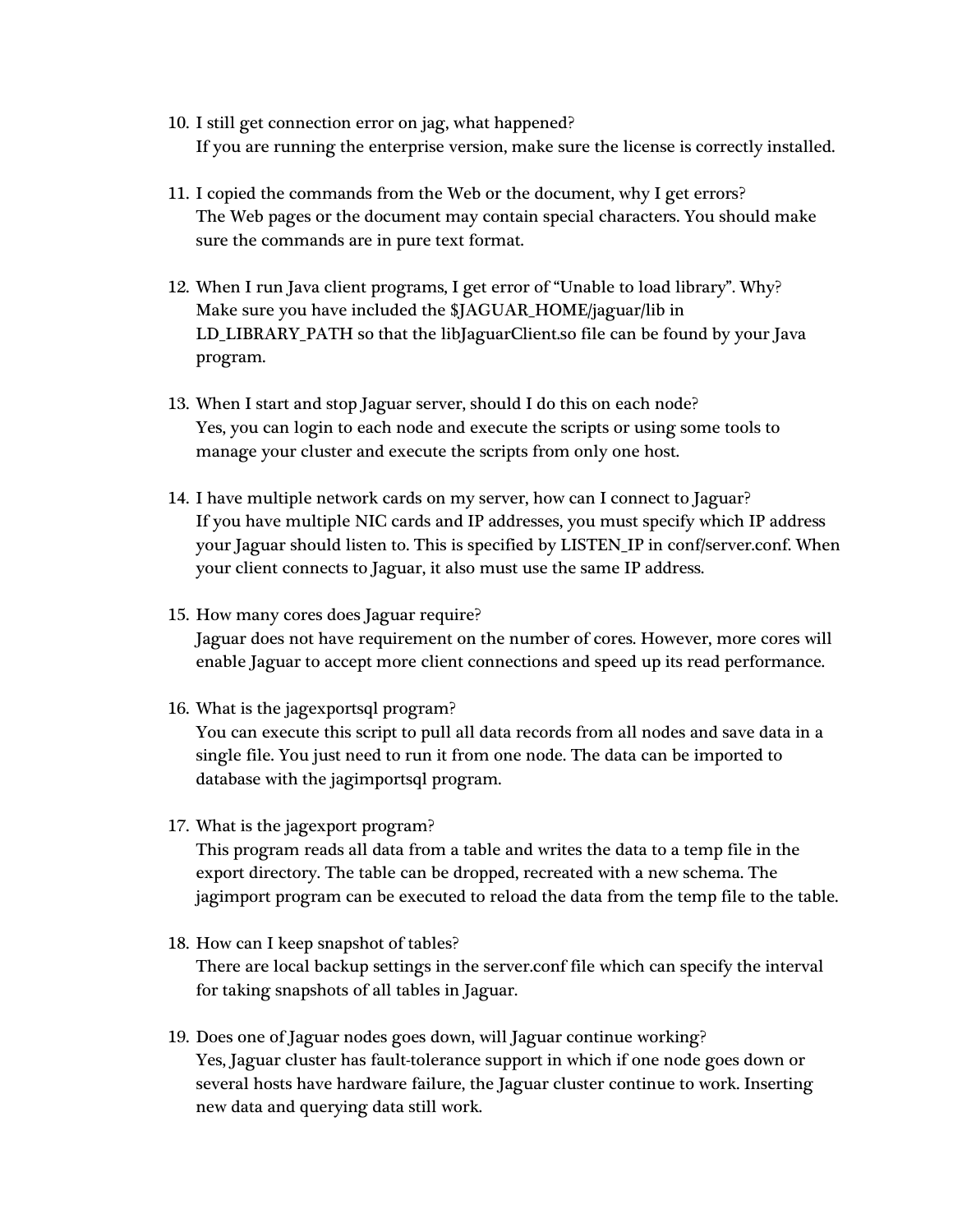10. I still get connection error on jag, what happened?
    If you are running the enterprise version, make sure the license is correctly installed.

11. I copied the commands from the Web or the document, why I get errors?
    The Web pages or the document may contain special characters. You should make sure the commands are in pure text format.

12. When I run Java client programs, I get error of "Unable to load library". Why?
    Make sure you have included the $JAGUAR_HOME/jaguar/lib in LD_LIBRARY_PATH so that the libJaguarClient.so file can be found by your Java program.

13. When I start and stop Jaguar server, should I do this on each node?
    Yes, you can login to each node and execute the scripts or using some tools to manage your cluster and execute the scripts from only one host.

14. I have multiple network cards on my server, how can I connect to Jaguar?
    If you have multiple NIC cards and IP addresses, you must specify which IP address your Jaguar should listen to. This is specified by LISTEN_IP in conf/server.conf. When your client connects to Jaguar, it also must use the same IP address.

15. How many cores does Jaguar require?
    Jaguar does not have requirement on the number of cores. However, more cores will enable Jaguar to accept more client connections and speed up its read performance.

16. What is the jagexportsql program?
    You can execute this script to pull all data records from all nodes and save data in a single file. You just need to run it from one node. The data can be imported to database with the jagimportsql program.

17. What is the jagexport program?
    This program reads all data from a table and writes the data to a temp file in the export directory. The table can be dropped, recreated with a new schema. The jagimport program can be executed to reload the data from the temp file to the table.

18. How can I keep snapshot of tables?
    There are local backup settings in the server.conf file which can specify the interval for taking snapshots of all tables in Jaguar.

19. Does one of Jaguar nodes goes down, will Jaguar continue working?
    Yes, Jaguar cluster has fault-tolerance support in which if one node goes down or several hosts have hardware failure, the Jaguar cluster continue to work. Inserting new data and querying data still work.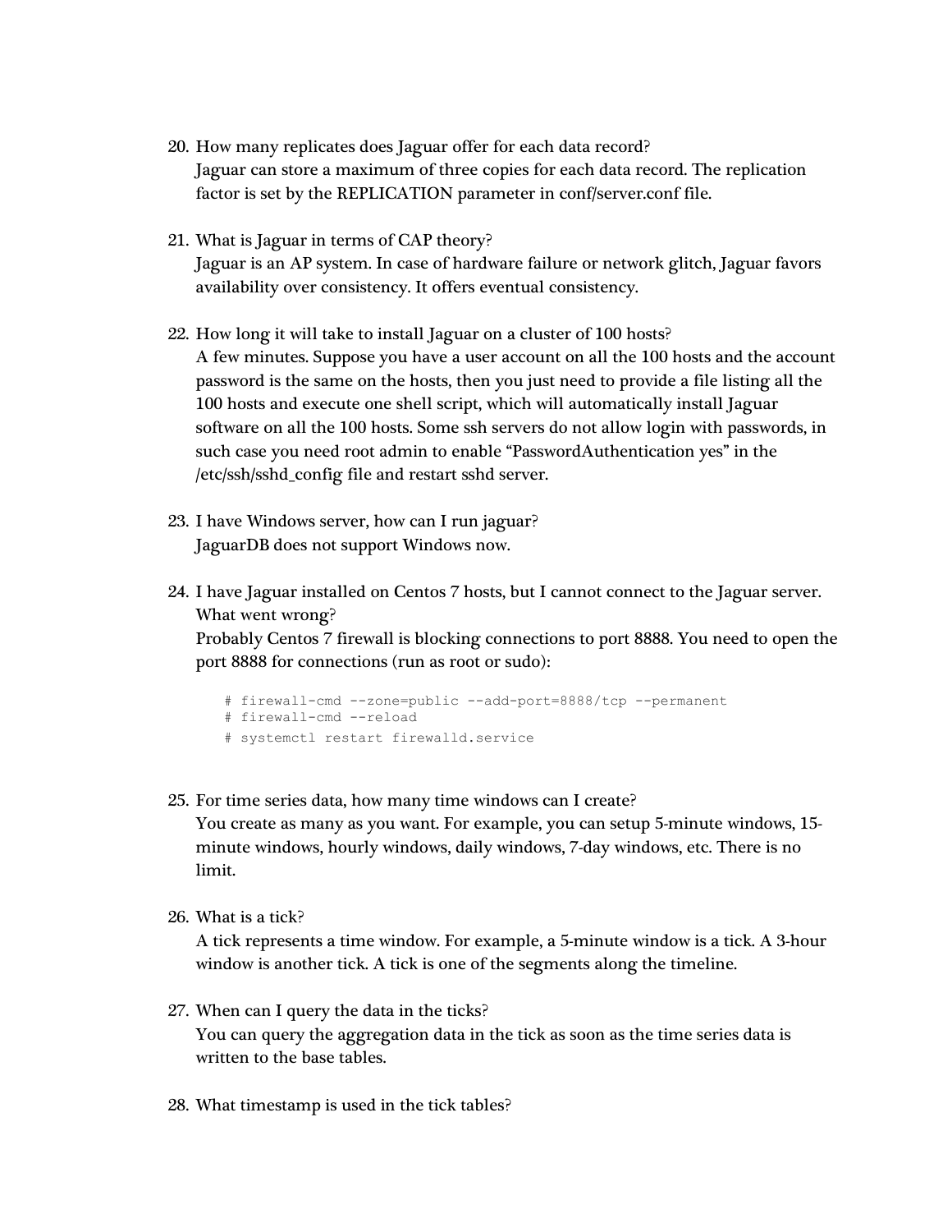20. How many replicates does Jaguar offer for each data record?
    Jaguar can store a maximum of three copies for each data record. The replication factor is set by the REPLICATION parameter in conf/server.conf file.

21. What is Jaguar in terms of CAP theory?
    Jaguar is an AP system. In case of hardware failure or network glitch, Jaguar favors availability over consistency. It offers eventual consistency.

22. How long it will take to install Jaguar on a cluster of 100 hosts?
    A few minutes. Suppose you have a user account on all the 100 hosts and the account password is the same on the hosts, then you just need to provide a file listing all the 100 hosts and execute one shell script, which will automatically install Jaguar software on all the 100 hosts. Some ssh servers do not allow login with passwords, in such case you need root admin to enable "PasswordAuthentication yes" in the /etc/ssh/sshd_config file and restart sshd server.

23. I have Windows server, how can I run jaguar?
    JaguarDB does not support Windows now.

24. I have Jaguar installed on Centos 7 hosts, but I cannot connect to the Jaguar server. What went wrong?
    Probably Centos 7 firewall is blocking connections to port 8888. You need to open the port 8888 for connections (run as root or sudo):

    ```
    # firewall-cmd --zone=public --add-port=8888/tcp --permanent
    # firewall-cmd --reload
    # systemctl restart firewalld.service
    ```

25. For time series data, how many time windows can I create?
    You create as many as you want. For example, you can setup 5-minute windows, 15-minute windows, hourly windows, daily windows, 7-day windows, etc. There is no limit.

26. What is a tick?
    A tick represents a time window. For example, a 5-minute window is a tick. A 3-hour window is another tick. A tick is one of the segments along the timeline.

27. When can I query the data in the ticks?
    You can query the aggregation data in the tick as soon as the time series data is written to the base tables.

28. What timestamp is used in the tick tables?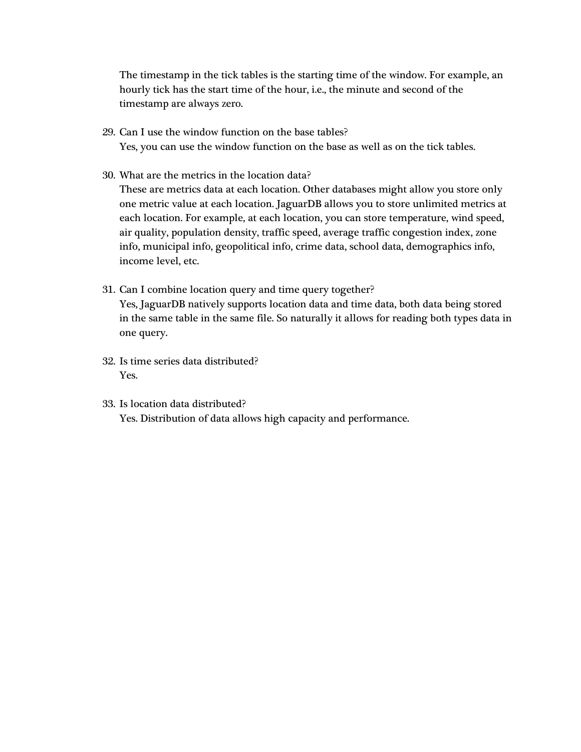The timestamp in the tick tables is the starting time of the window. For example, an hourly tick has the start time of the hour, i.e., the minute and second of the timestamp are always zero.

29. Can I use the window function on the base tables?
    Yes, you can use the window function on the base as well as on the tick tables.

30. What are the metrics in the location data?
    These are metrics data at each location. Other databases might allow you store only one metric value at each location. JaguarDB allows you to store unlimited metrics at each location. For example, at each location, you can store temperature, wind speed, air quality, population density, traffic speed, average traffic congestion index, zone info, municipal info, geopolitical info, crime data, school data, demographics info, income level, etc.

31. Can I combine location query and time query together?
    Yes, JaguarDB natively supports location data and time data, both data being stored in the same table in the same file. So naturally it allows for reading both types data in one query.

32. Is time series data distributed?
    Yes.

33. Is location data distributed?
    Yes. Distribution of data allows high capacity and performance.